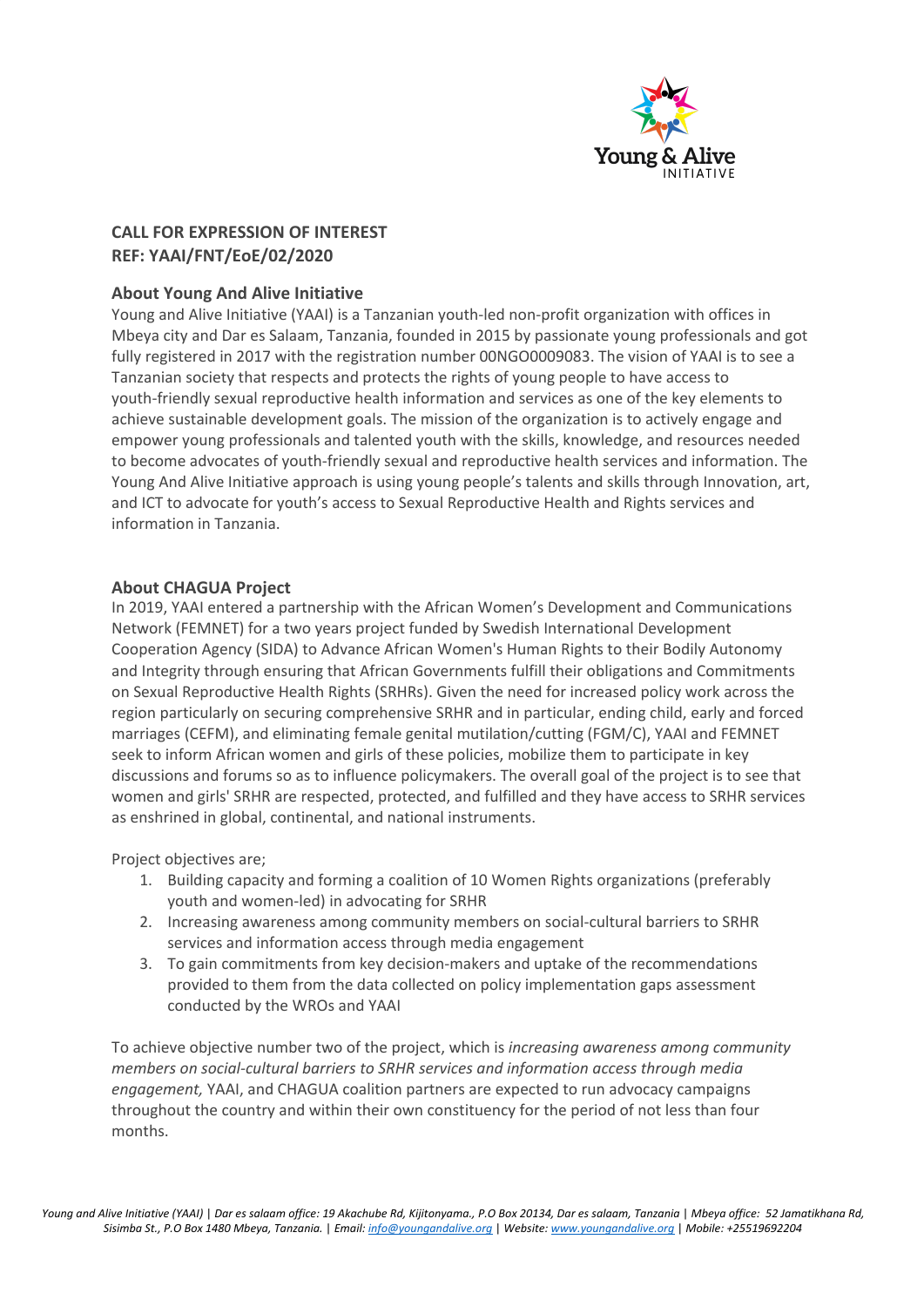**CALL FOR EXPRESSION OF INTEREST**
**REF: YAAI/FNT/EoE/02/2020**

## About Young And Alive Initiative

Young and Alive Initiative (YAAI) is a Tanzanian youth-led non-profit organization with offices in Mbeya city and Dar es Salaam, Tanzania, founded in 2015 by passionate young professionals and got fully registered in 2017 with the registration number 00NGO0009083. The vision of YAAI is to see a Tanzanian society that respects and protects the rights of young people to have access to youth-friendly sexual reproductive health information and services as one of the key elements to achieve sustainable development goals. The mission of the organization is to actively engage and empower young professionals and talented youth with the skills, knowledge, and resources needed to become advocates of youth-friendly sexual and reproductive health services and information. The Young And Alive Initiative approach is using young people's talents and skills through Innovation, art, and ICT to advocate for youth's access to Sexual Reproductive Health and Rights services and information in Tanzania.

## About CHAGUA Project

In 2019, YAAI entered a partnership with the African Women's Development and Communications Network (FEMNET) for a two years project funded by Swedish International Development Cooperation Agency (SIDA) to Advance African Women's Human Rights to their Bodily Autonomy and Integrity through ensuring that African Governments fulfill their obligations and Commitments on Sexual Reproductive Health Rights (SRHRs). Given the need for increased policy work across the region particularly on securing comprehensive SRHR and in particular, ending child, early and forced marriages (CEFM), and eliminating female genital mutilation/cutting (FGM/C), YAAI and FEMNET seek to inform African women and girls of these policies, mobilize them to participate in key discussions and forums so as to influence policymakers. The overall goal of the project is to see that women and girls' SRHR are respected, protected, and fulfilled and they have access to SRHR services as enshrined in global, continental, and national instruments.

Project objectives are;

1. Building capacity and forming a coalition of 10 Women Rights organizations (preferably youth and women-led) in advocating for SRHR
2. Increasing awareness among community members on social-cultural barriers to SRHR services and information access through media engagement
3. To gain commitments from key decision-makers and uptake of the recommendations provided to them from the data collected on policy implementation gaps assessment conducted by the WROs and YAAI

To achieve objective number two of the project, which is *increasing awareness among community members on social-cultural barriers to SRHR services and information access through media engagement,* YAAI, and CHAGUA coalition partners are expected to run advocacy campaigns throughout the country and within their own constituency for the period of not less than four months.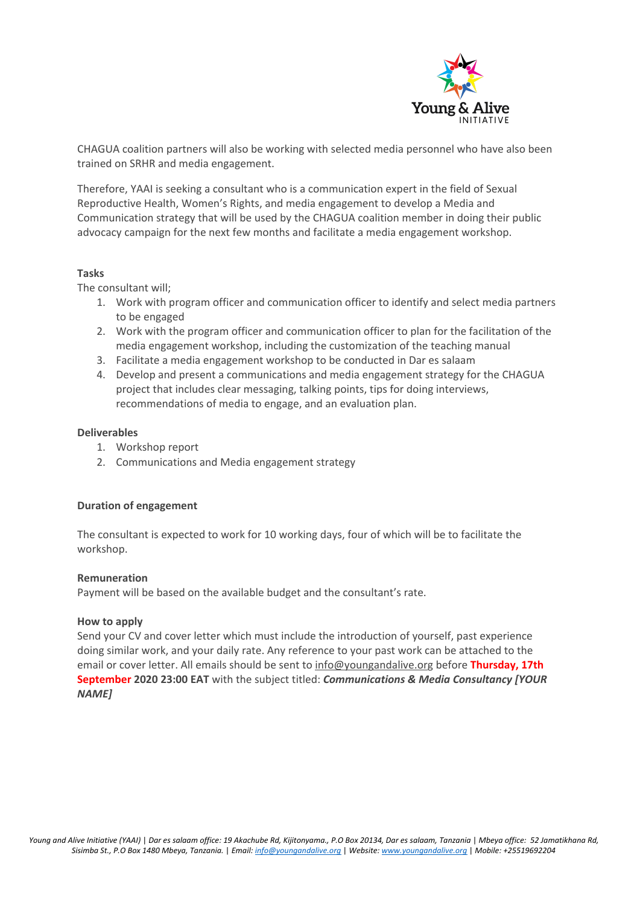CHAGUA coalition partners will also be working with selected media personnel who have also been trained on SRHR and media engagement.

Therefore, YAAI is seeking a consultant who is a communication expert in the field of Sexual Reproductive Health, Women's Rights, and media engagement to develop a Media and Communication strategy that will be used by the CHAGUA coalition member in doing their public advocacy campaign for the next few months and facilitate a media engagement workshop.

**Tasks**

The consultant will;

1. Work with program officer and communication officer to identify and select media partners to be engaged
2. Work with the program officer and communication officer to plan for the facilitation of the media engagement workshop, including the customization of the teaching manual
3. Facilitate a media engagement workshop to be conducted in Dar es salaam
4. Develop and present a communications and media engagement strategy for the CHAGUA project that includes clear messaging, talking points, tips for doing interviews, recommendations of media to engage, and an evaluation plan.

**Deliverables**

1. Workshop report
2. Communications and Media engagement strategy

**Duration of engagement**

The consultant is expected to work for 10 working days, four of which will be to facilitate the workshop.

**Remuneration**

Payment will be based on the available budget and the consultant's rate.

**How to apply**

Send your CV and cover letter which must include the introduction of yourself, past experience doing similar work, and your daily rate. Any reference to your past work can be attached to the email or cover letter. All emails should be sent to info@youngandalive.org before **Thursday, 17th September 2020 23:00 EAT** with the subject titled: ***Communications & Media Consultancy [YOUR NAME]***